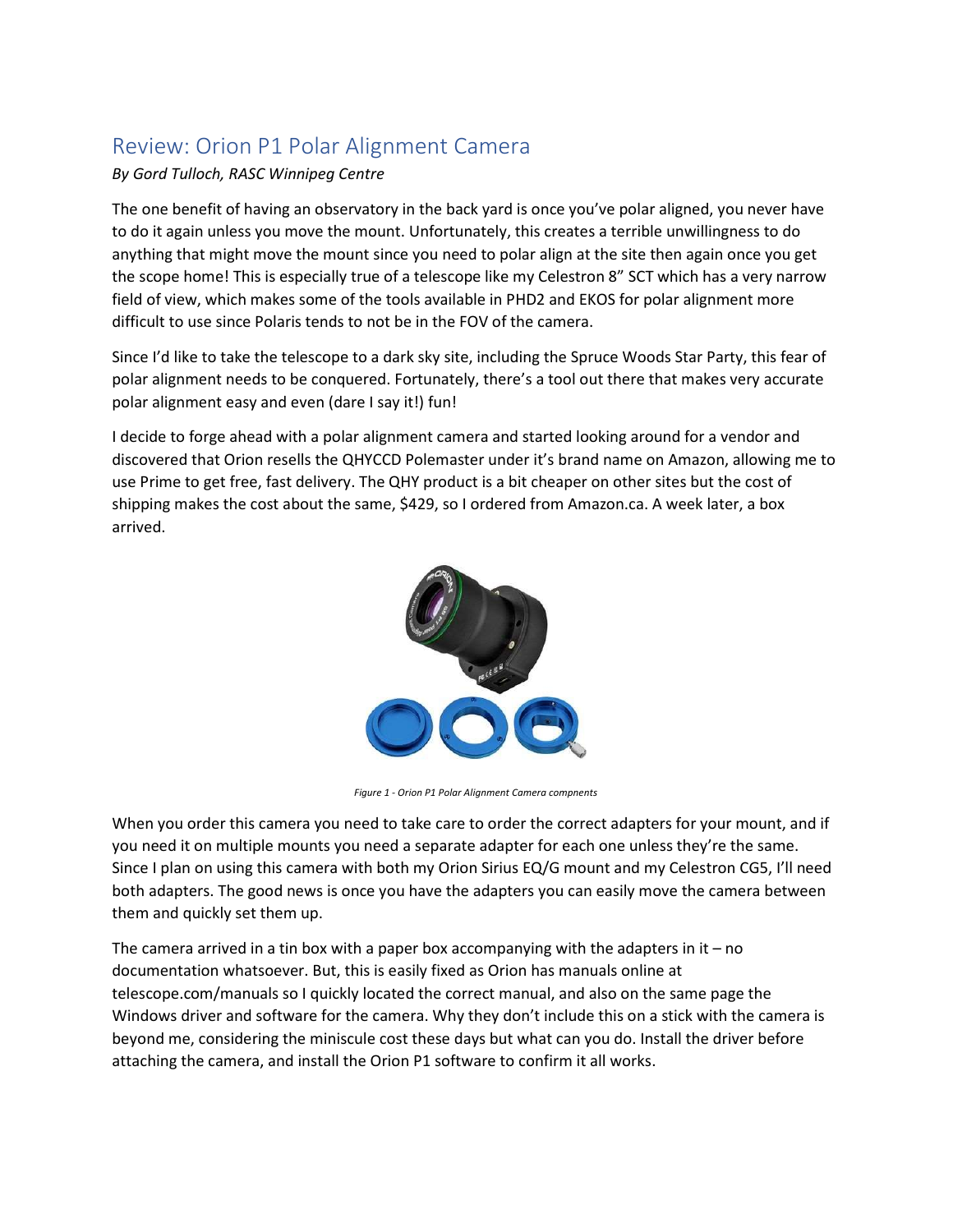# Review: Orion P1 Polar Alignment Camera

*By Gord Tulloch, RASC Winnipeg Centre*

The one benefit of having an observatory in the back yard is once you've polar aligned, you never have to do it again unless you move the mount. Unfortunately, this creates a terrible unwillingness to do anything that might move the mount since you need to polar align at the site then again once you get the scope home! This is especially true of a telescope like my Celestron 8" SCT which has a very narrow field of view, which makes some of the tools available in PHD2 and EKOS for polar alignment more difficult to use since Polaris tends to not be in the FOV of the camera.

Since I'd like to take the telescope to a dark sky site, including the Spruce Woods Star Party, this fear of polar alignment needs to be conquered. Fortunately, there's a tool out there that makes very accurate polar alignment easy and even (dare I say it!) fun!

I decide to forge ahead with a polar alignment camera and started looking around for a vendor and discovered that Orion resells the QHYCCD Polemaster under it's brand name on Amazon, allowing me to use Prime to get free, fast delivery. The QHY product is a bit cheaper on other sites but the cost of shipping makes the cost about the same, $429, so I ordered from Amazon.ca. A week later, a box arrived.

*Figure 1 - Orion P1 Polar Alignment Camera compnents*

When you order this camera you need to take care to order the correct adapters for your mount, and if you need it on multiple mounts you need a separate adapter for each one unless they're the same. Since I plan on using this camera with both my Orion Sirius EQ/G mount and my Celestron CG5, I'll need both adapters. The good news is once you have the adapters you can easily move the camera between them and quickly set them up.

The camera arrived in a tin box with a paper box accompanying with the adapters in it – no documentation whatsoever. But, this is easily fixed as Orion has manuals online at telescope.com/manuals so I quickly located the correct manual, and also on the same page the Windows driver and software for the camera. Why they don't include this on a stick with the camera is beyond me, considering the miniscule cost these days but what can you do. Install the driver before attaching the camera, and install the Orion P1 software to confirm it all works.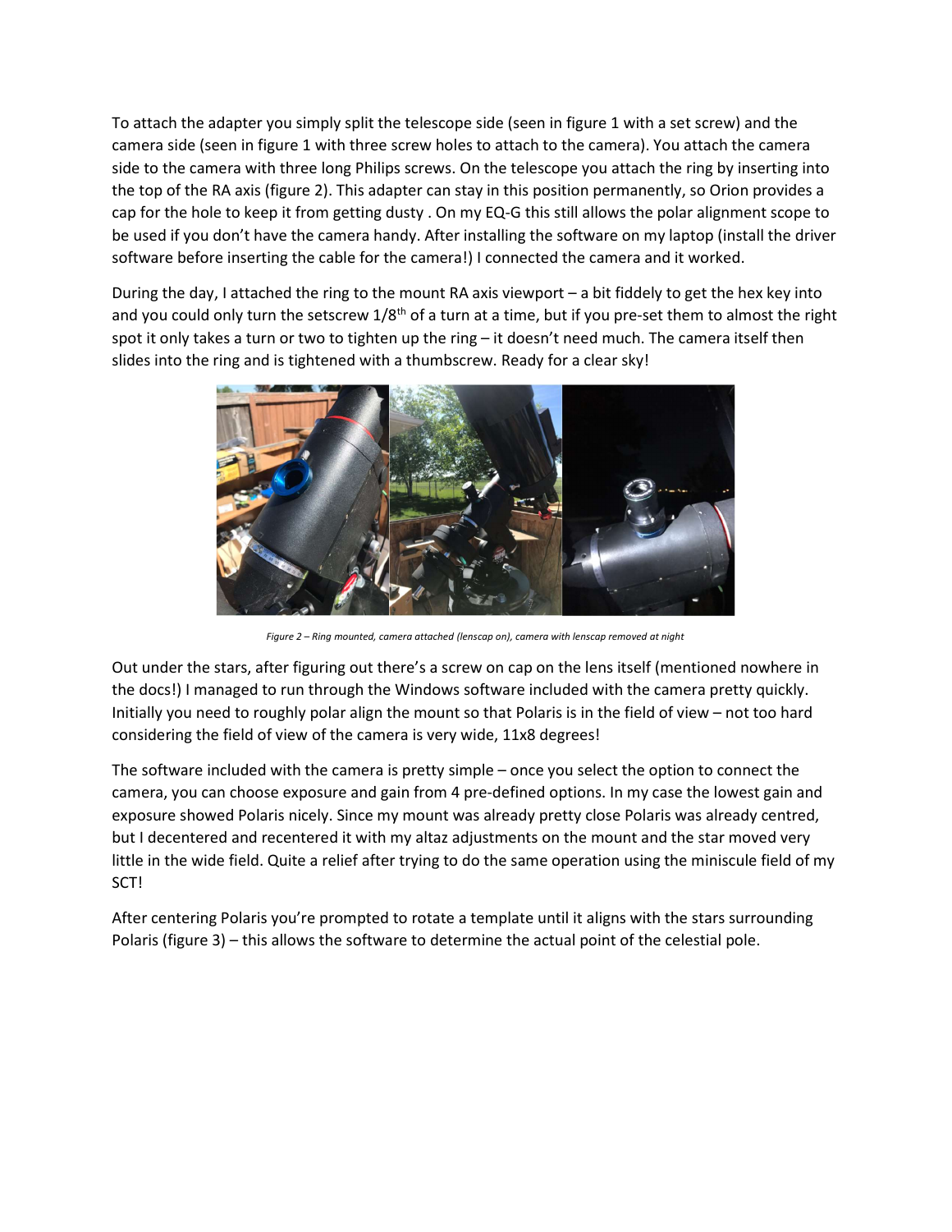To attach the adapter you simply split the telescope side (seen in figure 1 with a set screw) and the camera side (seen in figure 1 with three screw holes to attach to the camera). You attach the camera side to the camera with three long Philips screws. On the telescope you attach the ring by inserting into the top of the RA axis (figure 2). This adapter can stay in this position permanently, so Orion provides a cap for the hole to keep it from getting dusty . On my EQ-G this still allows the polar alignment scope to be used if you don't have the camera handy. After installing the software on my laptop (install the driver software before inserting the cable for the camera!) I connected the camera and it worked.

During the day, I attached the ring to the mount RA axis viewport – a bit fiddely to get the hex key into and you could only turn the setscrew 1/8th of a turn at a time, but if you pre-set them to almost the right spot it only takes a turn or two to tighten up the ring – it doesn't need much. The camera itself then slides into the ring and is tightened with a thumbscrew. Ready for a clear sky!

*Figure 2 – Ring mounted, camera attached (lenscap on), camera with lenscap removed at night*

Out under the stars, after figuring out there's a screw on cap on the lens itself (mentioned nowhere in the docs!) I managed to run through the Windows software included with the camera pretty quickly. Initially you need to roughly polar align the mount so that Polaris is in the field of view – not too hard considering the field of view of the camera is very wide, 11x8 degrees!

The software included with the camera is pretty simple – once you select the option to connect the camera, you can choose exposure and gain from 4 pre-defined options. In my case the lowest gain and exposure showed Polaris nicely. Since my mount was already pretty close Polaris was already centred, but I decentered and recentered it with my altaz adjustments on the mount and the star moved very little in the wide field. Quite a relief after trying to do the same operation using the miniscule field of my SCT!

After centering Polaris you're prompted to rotate a template until it aligns with the stars surrounding Polaris (figure 3) – this allows the software to determine the actual point of the celestial pole.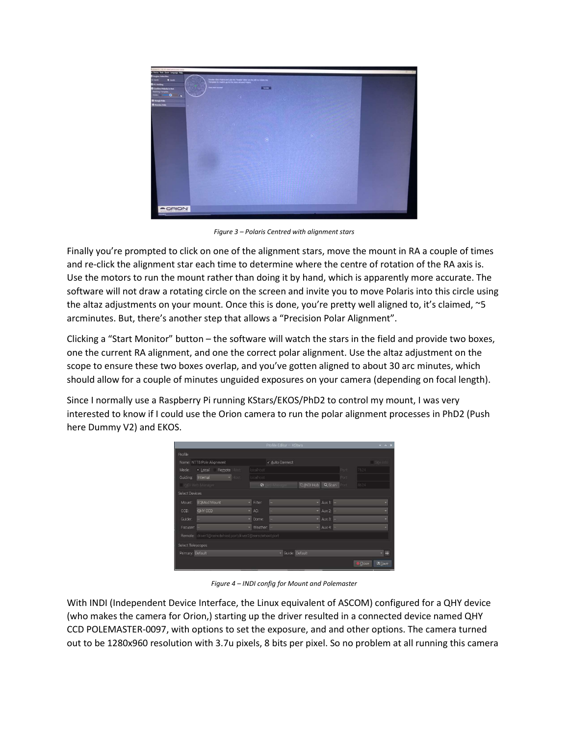*Figure 3 – Polaris Centred with alignment stars*

Finally you're prompted to click on one of the alignment stars, move the mount in RA a couple of times and re-click the alignment star each time to determine where the centre of rotation of the RA axis is. Use the motors to run the mount rather than doing it by hand, which is apparently more accurate. The software will not draw a rotating circle on the screen and invite you to move Polaris into this circle using the altaz adjustments on your mount. Once this is done, you're pretty well aligned to, it's claimed, ~5 arcminutes. But, there's another step that allows a "Precision Polar Alignment".

Clicking a "Start Monitor" button – the software will watch the stars in the field and provide two boxes, one the current RA alignment, and one the correct polar alignment. Use the altaz adjustment on the scope to ensure these two boxes overlap, and you've gotten aligned to about 30 arc minutes, which should allow for a couple of minutes unguided exposures on your camera (depending on focal length).

Since I normally use a Raspberry Pi running KStars/EKOS/PhD2 to control my mount, I was very interested to know if I could use the Orion camera to run the polar alignment processes in PhD2 (Push here Dummy V2) and EKOS.

*Figure 4 – INDI config for Mount and Polemaster*

With INDI (Independent Device Interface, the Linux equivalent of ASCOM) configured for a QHY device (who makes the camera for Orion,) starting up the driver resulted in a connected device named QHY CCD POLEMASTER-0097, with options to set the exposure, and and other options. The camera turned out to be 1280x960 resolution with 3.7u pixels, 8 bits per pixel. So no problem at all running this camera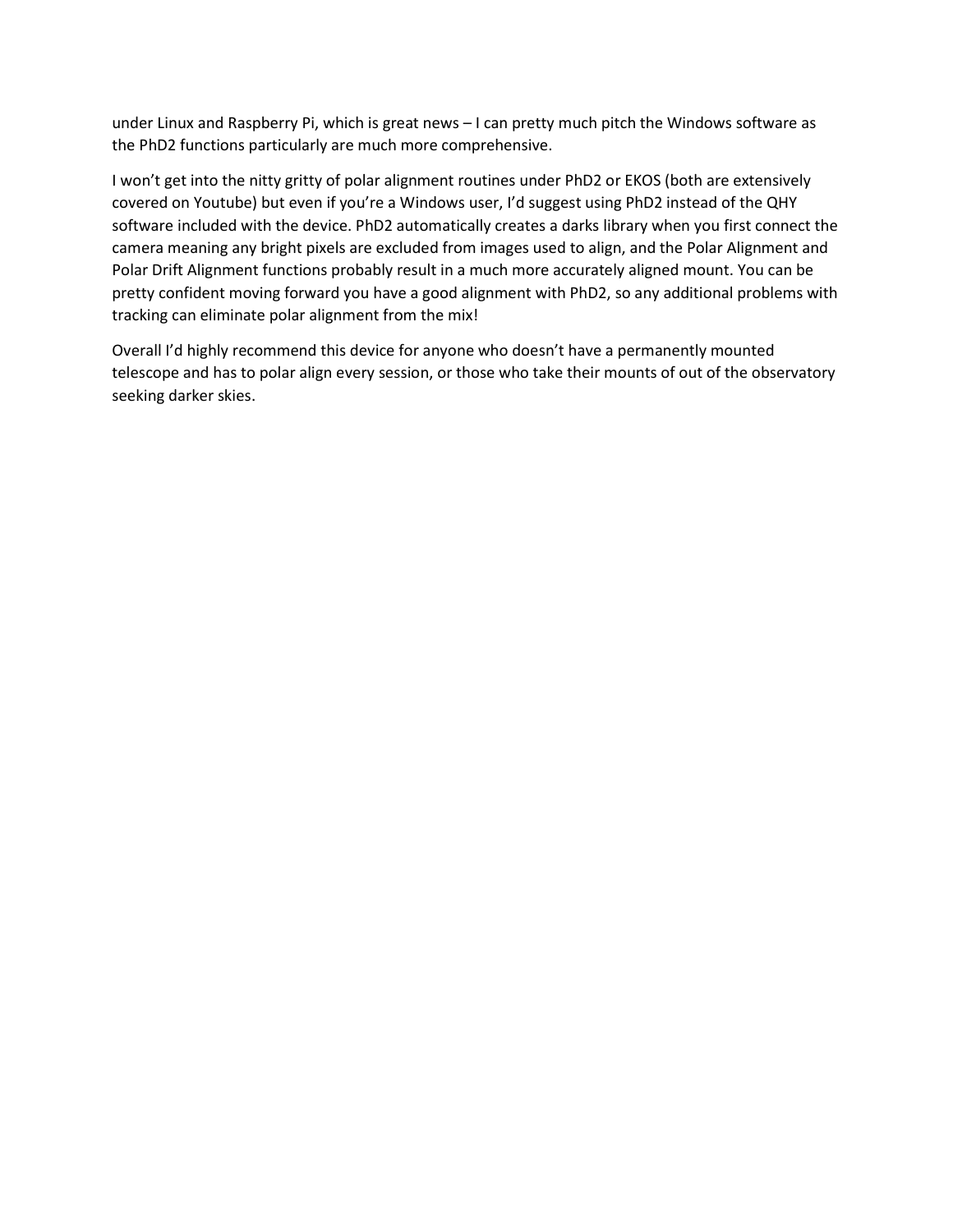under Linux and Raspberry Pi, which is great news – I can pretty much pitch the Windows software as the PhD2 functions particularly are much more comprehensive.

I won't get into the nitty gritty of polar alignment routines under PhD2 or EKOS (both are extensively covered on Youtube) but even if you're a Windows user, I'd suggest using PhD2 instead of the QHY software included with the device. PhD2 automatically creates a darks library when you first connect the camera meaning any bright pixels are excluded from images used to align, and the Polar Alignment and Polar Drift Alignment functions probably result in a much more accurately aligned mount. You can be pretty confident moving forward you have a good alignment with PhD2, so any additional problems with tracking can eliminate polar alignment from the mix!

Overall I'd highly recommend this device for anyone who doesn't have a permanently mounted telescope and has to polar align every session, or those who take their mounts of out of the observatory seeking darker skies.